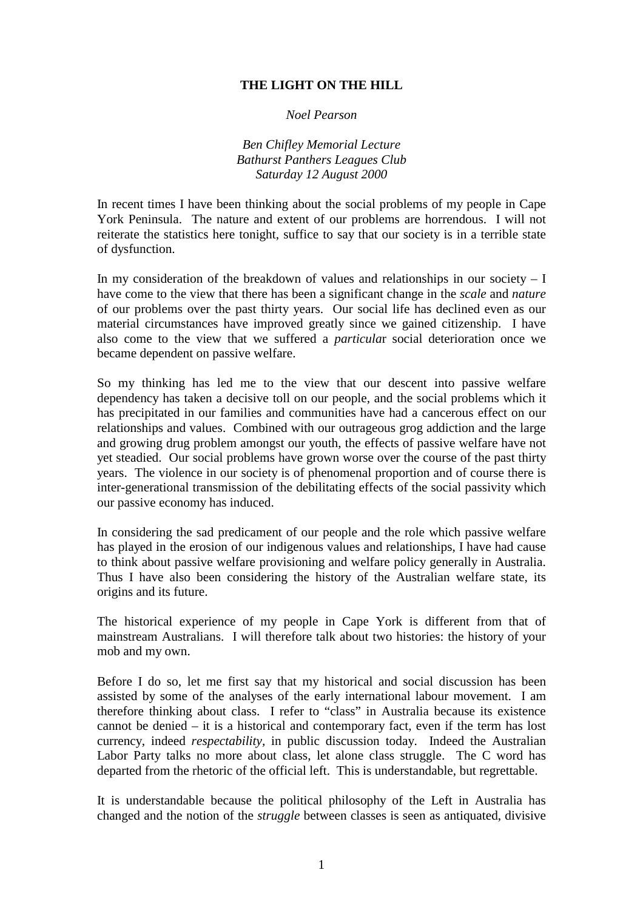**THE LIGHT ON THE HILL**

*Noel Pearson*

*Ben Chifley Memorial Lecture*
*Bathurst Panthers Leagues Club*
*Saturday 12 August 2000*

In recent times I have been thinking about the social problems of my people in Cape York Peninsula. The nature and extent of our problems are horrendous. I will not reiterate the statistics here tonight, suffice to say that our society is in a terrible state of dysfunction.

In my consideration of the breakdown of values and relationships in our society – I have come to the view that there has been a significant change in the *scale* and *nature* of our problems over the past thirty years. Our social life has declined even as our material circumstances have improved greatly since we gained citizenship. I have also come to the view that we suffered a *particula*r social deterioration once we became dependent on passive welfare.

So my thinking has led me to the view that our descent into passive welfare dependency has taken a decisive toll on our people, and the social problems which it has precipitated in our families and communities have had a cancerous effect on our relationships and values. Combined with our outrageous grog addiction and the large and growing drug problem amongst our youth, the effects of passive welfare have not yet steadied. Our social problems have grown worse over the course of the past thirty years. The violence in our society is of phenomenal proportion and of course there is inter-generational transmission of the debilitating effects of the social passivity which our passive economy has induced.

In considering the sad predicament of our people and the role which passive welfare has played in the erosion of our indigenous values and relationships, I have had cause to think about passive welfare provisioning and welfare policy generally in Australia. Thus I have also been considering the history of the Australian welfare state, its origins and its future.

The historical experience of my people in Cape York is different from that of mainstream Australians. I will therefore talk about two histories: the history of your mob and my own.

Before I do so, let me first say that my historical and social discussion has been assisted by some of the analyses of the early international labour movement. I am therefore thinking about class. I refer to "class" in Australia because its existence cannot be denied – it is a historical and contemporary fact, even if the term has lost currency, indeed *respectability,* in public discussion today. Indeed the Australian Labor Party talks no more about class, let alone class struggle. The C word has departed from the rhetoric of the official left. This is understandable, but regrettable.

It is understandable because the political philosophy of the Left in Australia has changed and the notion of the *struggle* between classes is seen as antiquated, divisive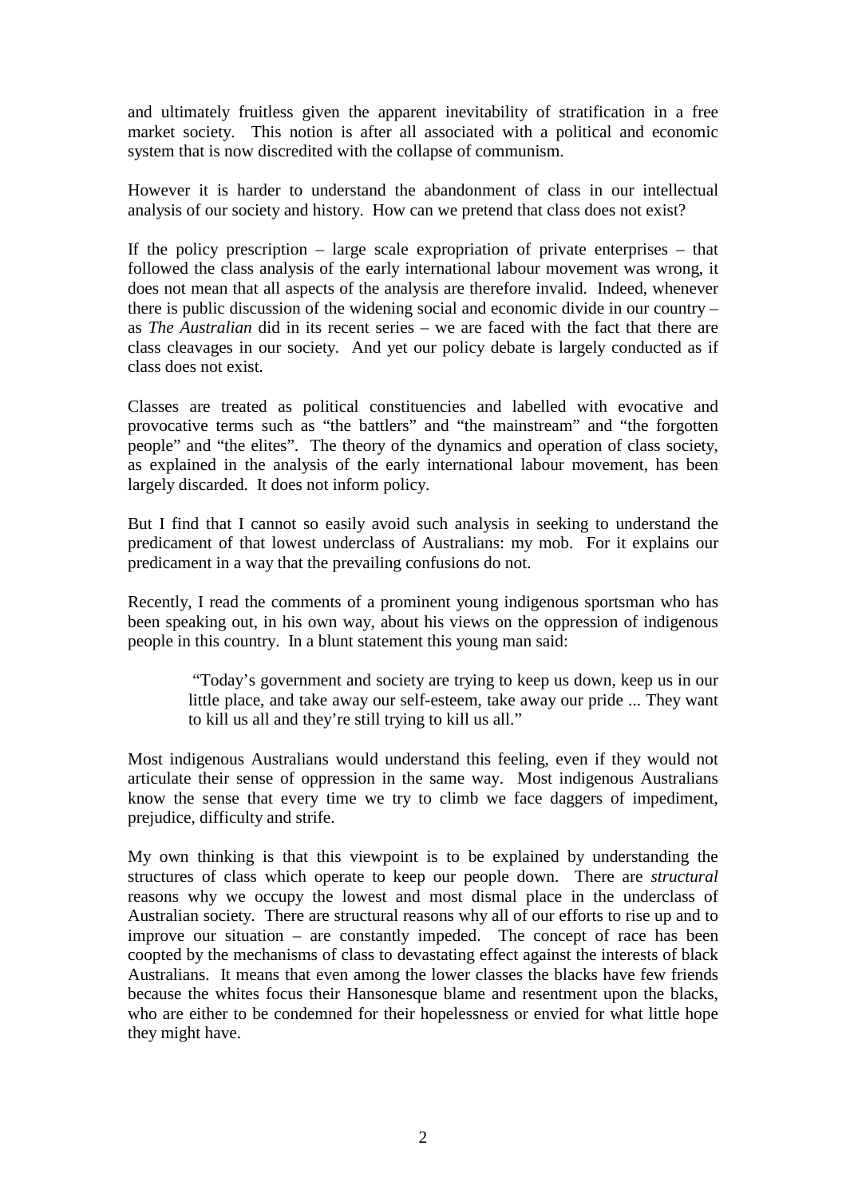and ultimately fruitless given the apparent inevitability of stratification in a free market society. This notion is after all associated with a political and economic system that is now discredited with the collapse of communism.

However it is harder to understand the abandonment of class in our intellectual analysis of our society and history. How can we pretend that class does not exist?

If the policy prescription – large scale expropriation of private enterprises – that followed the class analysis of the early international labour movement was wrong, it does not mean that all aspects of the analysis are therefore invalid. Indeed, whenever there is public discussion of the widening social and economic divide in our country – as *The Australian* did in its recent series – we are faced with the fact that there are class cleavages in our society. And yet our policy debate is largely conducted as if class does not exist.

Classes are treated as political constituencies and labelled with evocative and provocative terms such as "the battlers" and "the mainstream" and "the forgotten people" and "the elites". The theory of the dynamics and operation of class society, as explained in the analysis of the early international labour movement, has been largely discarded. It does not inform policy.

But I find that I cannot so easily avoid such analysis in seeking to understand the predicament of that lowest underclass of Australians: my mob. For it explains our predicament in a way that the prevailing confusions do not.

Recently, I read the comments of a prominent young indigenous sportsman who has been speaking out, in his own way, about his views on the oppression of indigenous people in this country. In a blunt statement this young man said:

> "Today's government and society are trying to keep us down, keep us in our little place, and take away our self-esteem, take away our pride ... They want to kill us all and they're still trying to kill us all."

Most indigenous Australians would understand this feeling, even if they would not articulate their sense of oppression in the same way. Most indigenous Australians know the sense that every time we try to climb we face daggers of impediment, prejudice, difficulty and strife.

My own thinking is that this viewpoint is to be explained by understanding the structures of class which operate to keep our people down. There are *structural* reasons why we occupy the lowest and most dismal place in the underclass of Australian society. There are structural reasons why all of our efforts to rise up and to improve our situation – are constantly impeded. The concept of race has been coopted by the mechanisms of class to devastating effect against the interests of black Australians. It means that even among the lower classes the blacks have few friends because the whites focus their Hansonesque blame and resentment upon the blacks, who are either to be condemned for their hopelessness or envied for what little hope they might have.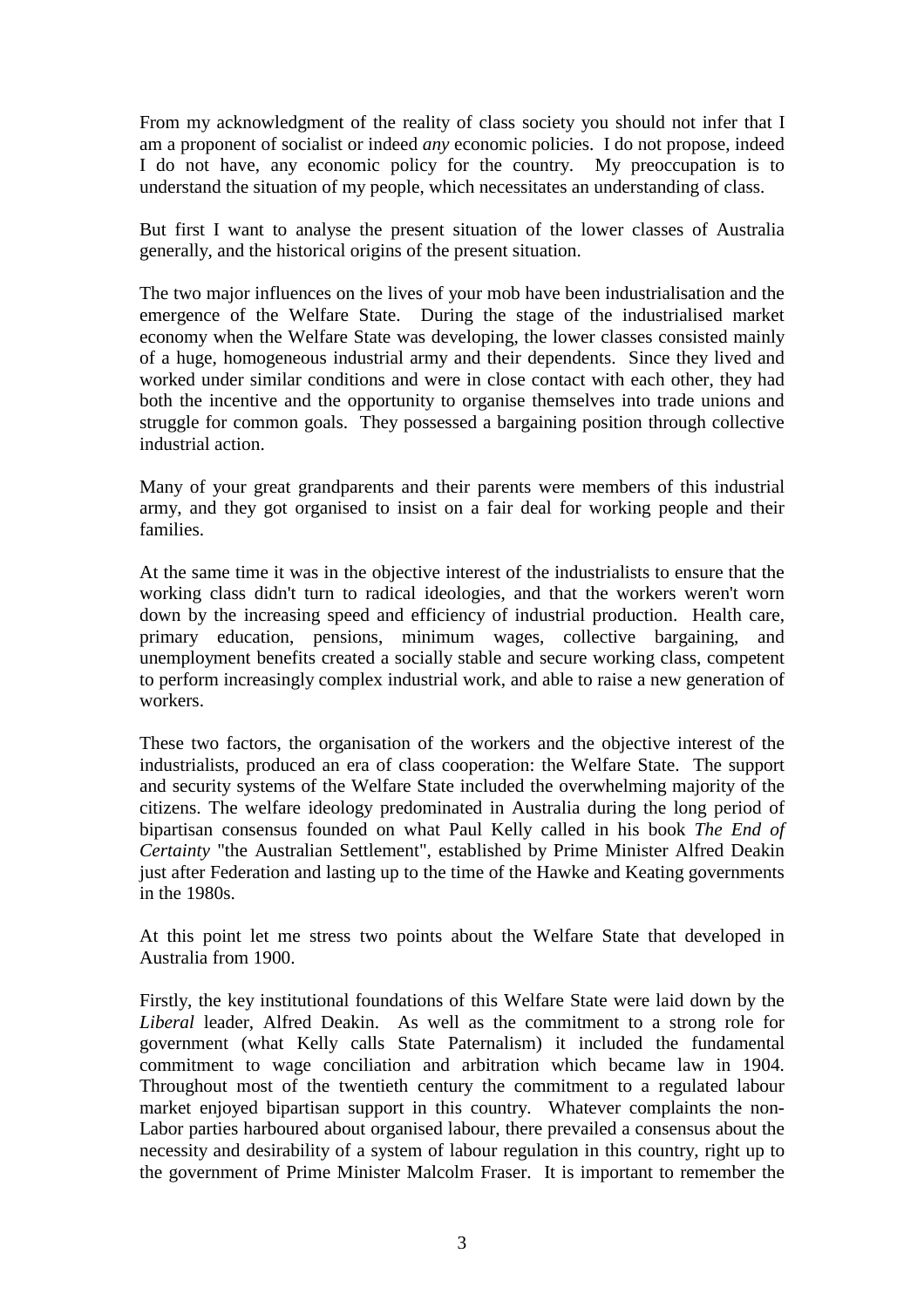From my acknowledgment of the reality of class society you should not infer that I am a proponent of socialist or indeed *any* economic policies. I do not propose, indeed I do not have, any economic policy for the country. My preoccupation is to understand the situation of my people, which necessitates an understanding of class.

But first I want to analyse the present situation of the lower classes of Australia generally, and the historical origins of the present situation.

The two major influences on the lives of your mob have been industrialisation and the emergence of the Welfare State. During the stage of the industrialised market economy when the Welfare State was developing, the lower classes consisted mainly of a huge, homogeneous industrial army and their dependents. Since they lived and worked under similar conditions and were in close contact with each other, they had both the incentive and the opportunity to organise themselves into trade unions and struggle for common goals. They possessed a bargaining position through collective industrial action.

Many of your great grandparents and their parents were members of this industrial army, and they got organised to insist on a fair deal for working people and their families.

At the same time it was in the objective interest of the industrialists to ensure that the working class didn't turn to radical ideologies, and that the workers weren't worn down by the increasing speed and efficiency of industrial production. Health care, primary education, pensions, minimum wages, collective bargaining, and unemployment benefits created a socially stable and secure working class, competent to perform increasingly complex industrial work, and able to raise a new generation of workers.

These two factors, the organisation of the workers and the objective interest of the industrialists, produced an era of class cooperation: the Welfare State. The support and security systems of the Welfare State included the overwhelming majority of the citizens. The welfare ideology predominated in Australia during the long period of bipartisan consensus founded on what Paul Kelly called in his book *The End of Certainty* "the Australian Settlement", established by Prime Minister Alfred Deakin just after Federation and lasting up to the time of the Hawke and Keating governments in the 1980s.

At this point let me stress two points about the Welfare State that developed in Australia from 1900.

Firstly, the key institutional foundations of this Welfare State were laid down by the *Liberal* leader, Alfred Deakin. As well as the commitment to a strong role for government (what Kelly calls State Paternalism) it included the fundamental commitment to wage conciliation and arbitration which became law in 1904. Throughout most of the twentieth century the commitment to a regulated labour market enjoyed bipartisan support in this country. Whatever complaints the non-Labor parties harboured about organised labour, there prevailed a consensus about the necessity and desirability of a system of labour regulation in this country, right up to the government of Prime Minister Malcolm Fraser. It is important to remember the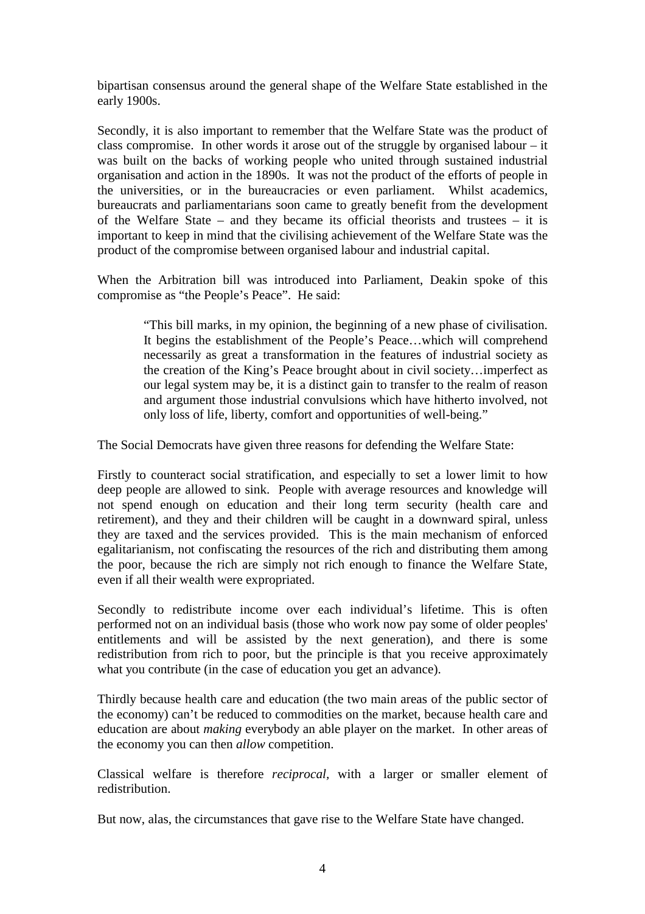bipartisan consensus around the general shape of the Welfare State established in the early 1900s.

Secondly, it is also important to remember that the Welfare State was the product of class compromise. In other words it arose out of the struggle by organised labour – it was built on the backs of working people who united through sustained industrial organisation and action in the 1890s. It was not the product of the efforts of people in the universities, or in the bureaucracies or even parliament. Whilst academics, bureaucrats and parliamentarians soon came to greatly benefit from the development of the Welfare State – and they became its official theorists and trustees – it is important to keep in mind that the civilising achievement of the Welfare State was the product of the compromise between organised labour and industrial capital.

When the Arbitration bill was introduced into Parliament, Deakin spoke of this compromise as "the People's Peace". He said:

> "This bill marks, in my opinion, the beginning of a new phase of civilisation. It begins the establishment of the People's Peace…which will comprehend necessarily as great a transformation in the features of industrial society as the creation of the King's Peace brought about in civil society…imperfect as our legal system may be, it is a distinct gain to transfer to the realm of reason and argument those industrial convulsions which have hitherto involved, not only loss of life, liberty, comfort and opportunities of well-being."

The Social Democrats have given three reasons for defending the Welfare State:

Firstly to counteract social stratification, and especially to set a lower limit to how deep people are allowed to sink. People with average resources and knowledge will not spend enough on education and their long term security (health care and retirement), and they and their children will be caught in a downward spiral, unless they are taxed and the services provided. This is the main mechanism of enforced egalitarianism, not confiscating the resources of the rich and distributing them among the poor, because the rich are simply not rich enough to finance the Welfare State, even if all their wealth were expropriated.

Secondly to redistribute income over each individual's lifetime. This is often performed not on an individual basis (those who work now pay some of older peoples' entitlements and will be assisted by the next generation), and there is some redistribution from rich to poor, but the principle is that you receive approximately what you contribute (in the case of education you get an advance).

Thirdly because health care and education (the two main areas of the public sector of the economy) can't be reduced to commodities on the market, because health care and education are about *making* everybody an able player on the market. In other areas of the economy you can then *allow* competition.

Classical welfare is therefore *reciprocal*, with a larger or smaller element of redistribution.

But now, alas, the circumstances that gave rise to the Welfare State have changed.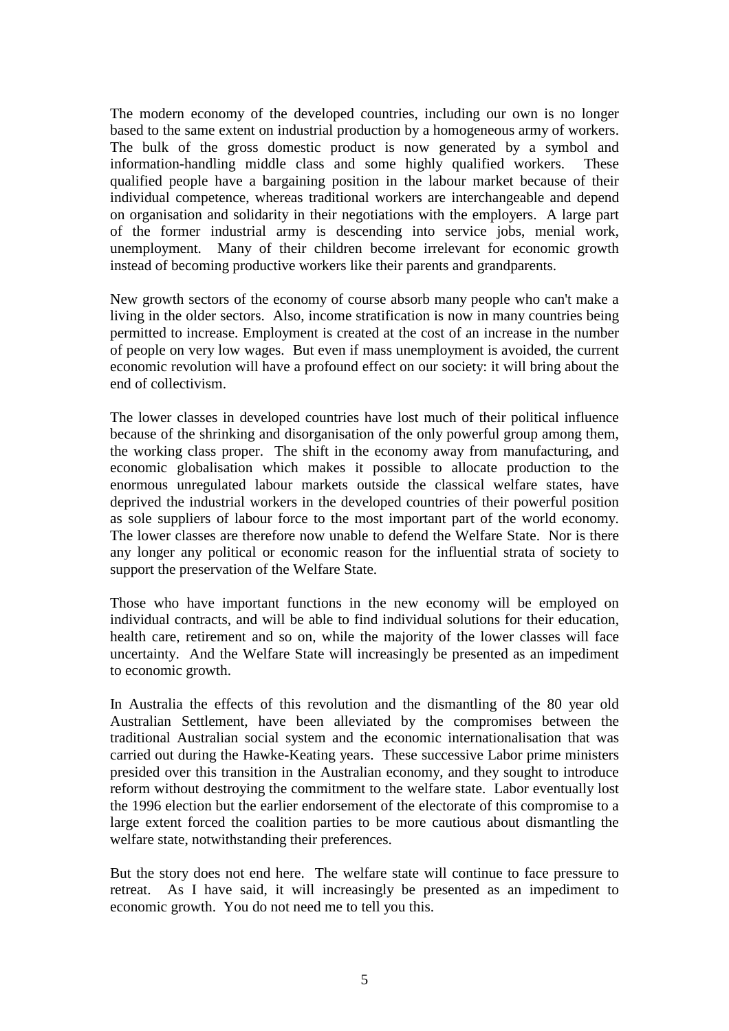The modern economy of the developed countries, including our own is no longer based to the same extent on industrial production by a homogeneous army of workers. The bulk of the gross domestic product is now generated by a symbol and information-handling middle class and some highly qualified workers. These qualified people have a bargaining position in the labour market because of their individual competence, whereas traditional workers are interchangeable and depend on organisation and solidarity in their negotiations with the employers. A large part of the former industrial army is descending into service jobs, menial work, unemployment. Many of their children become irrelevant for economic growth instead of becoming productive workers like their parents and grandparents.

New growth sectors of the economy of course absorb many people who can't make a living in the older sectors. Also, income stratification is now in many countries being permitted to increase. Employment is created at the cost of an increase in the number of people on very low wages. But even if mass unemployment is avoided, the current economic revolution will have a profound effect on our society: it will bring about the end of collectivism.

The lower classes in developed countries have lost much of their political influence because of the shrinking and disorganisation of the only powerful group among them, the working class proper. The shift in the economy away from manufacturing, and economic globalisation which makes it possible to allocate production to the enormous unregulated labour markets outside the classical welfare states, have deprived the industrial workers in the developed countries of their powerful position as sole suppliers of labour force to the most important part of the world economy. The lower classes are therefore now unable to defend the Welfare State. Nor is there any longer any political or economic reason for the influential strata of society to support the preservation of the Welfare State.

Those who have important functions in the new economy will be employed on individual contracts, and will be able to find individual solutions for their education, health care, retirement and so on, while the majority of the lower classes will face uncertainty. And the Welfare State will increasingly be presented as an impediment to economic growth.

In Australia the effects of this revolution and the dismantling of the 80 year old Australian Settlement, have been alleviated by the compromises between the traditional Australian social system and the economic internationalisation that was carried out during the Hawke-Keating years. These successive Labor prime ministers presided over this transition in the Australian economy, and they sought to introduce reform without destroying the commitment to the welfare state. Labor eventually lost the 1996 election but the earlier endorsement of the electorate of this compromise to a large extent forced the coalition parties to be more cautious about dismantling the welfare state, notwithstanding their preferences.

But the story does not end here. The welfare state will continue to face pressure to retreat. As I have said, it will increasingly be presented as an impediment to economic growth. You do not need me to tell you this.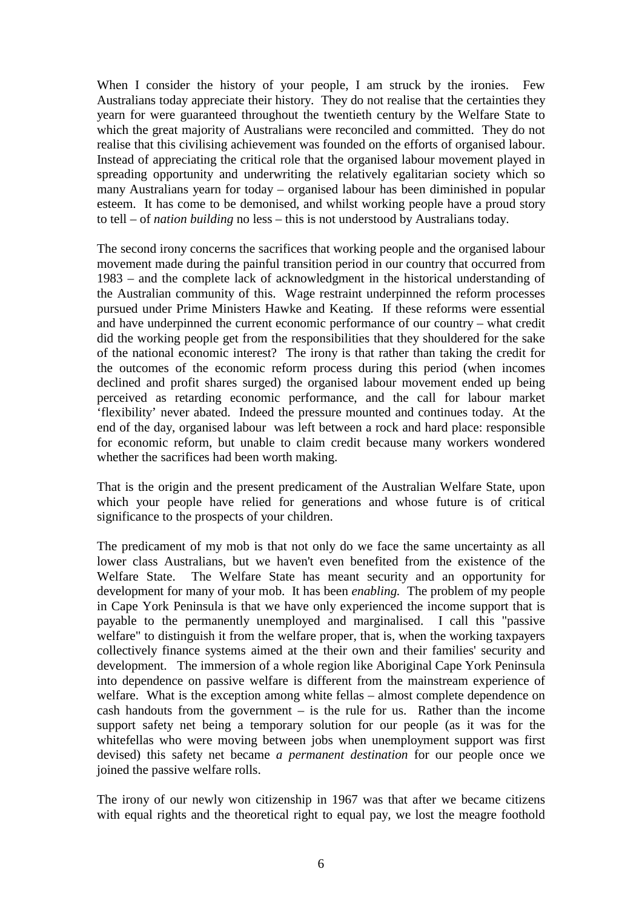When I consider the history of your people, I am struck by the ironies. Few Australians today appreciate their history. They do not realise that the certainties they yearn for were guaranteed throughout the twentieth century by the Welfare State to which the great majority of Australians were reconciled and committed. They do not realise that this civilising achievement was founded on the efforts of organised labour. Instead of appreciating the critical role that the organised labour movement played in spreading opportunity and underwriting the relatively egalitarian society which so many Australians yearn for today – organised labour has been diminished in popular esteem. It has come to be demonised, and whilst working people have a proud story to tell – of *nation building* no less – this is not understood by Australians today.

The second irony concerns the sacrifices that working people and the organised labour movement made during the painful transition period in our country that occurred from 1983 – and the complete lack of acknowledgment in the historical understanding of the Australian community of this. Wage restraint underpinned the reform processes pursued under Prime Ministers Hawke and Keating. If these reforms were essential and have underpinned the current economic performance of our country – what credit did the working people get from the responsibilities that they shouldered for the sake of the national economic interest? The irony is that rather than taking the credit for the outcomes of the economic reform process during this period (when incomes declined and profit shares surged) the organised labour movement ended up being perceived as retarding economic performance, and the call for labour market 'flexibility' never abated. Indeed the pressure mounted and continues today. At the end of the day, organised labour was left between a rock and hard place: responsible for economic reform, but unable to claim credit because many workers wondered whether the sacrifices had been worth making.

That is the origin and the present predicament of the Australian Welfare State, upon which your people have relied for generations and whose future is of critical significance to the prospects of your children.

The predicament of my mob is that not only do we face the same uncertainty as all lower class Australians, but we haven't even benefited from the existence of the Welfare State. The Welfare State has meant security and an opportunity for development for many of your mob. It has been *enabling.* The problem of my people in Cape York Peninsula is that we have only experienced the income support that is payable to the permanently unemployed and marginalised. I call this "passive welfare" to distinguish it from the welfare proper, that is, when the working taxpayers collectively finance systems aimed at the their own and their families' security and development. The immersion of a whole region like Aboriginal Cape York Peninsula into dependence on passive welfare is different from the mainstream experience of welfare. What is the exception among white fellas – almost complete dependence on cash handouts from the government – is the rule for us. Rather than the income support safety net being a temporary solution for our people (as it was for the whitefellas who were moving between jobs when unemployment support was first devised) this safety net became *a permanent destination* for our people once we joined the passive welfare rolls.

The irony of our newly won citizenship in 1967 was that after we became citizens with equal rights and the theoretical right to equal pay, we lost the meagre foothold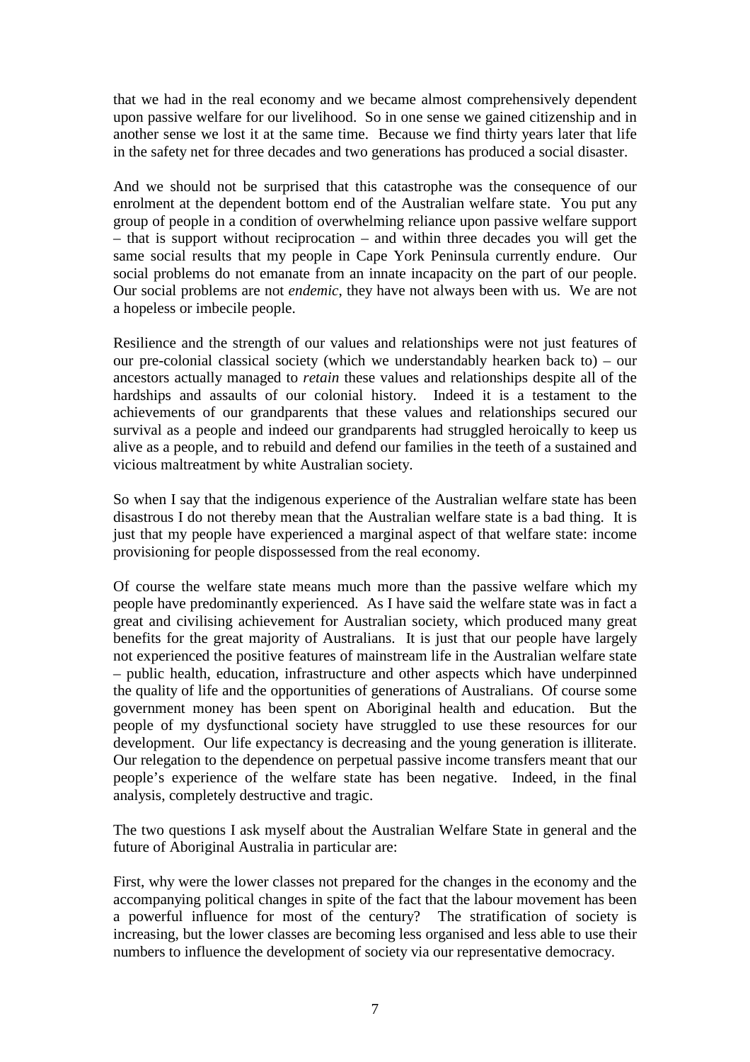that we had in the real economy and we became almost comprehensively dependent upon passive welfare for our livelihood. So in one sense we gained citizenship and in another sense we lost it at the same time. Because we find thirty years later that life in the safety net for three decades and two generations has produced a social disaster.

And we should not be surprised that this catastrophe was the consequence of our enrolment at the dependent bottom end of the Australian welfare state. You put any group of people in a condition of overwhelming reliance upon passive welfare support – that is support without reciprocation – and within three decades you will get the same social results that my people in Cape York Peninsula currently endure. Our social problems do not emanate from an innate incapacity on the part of our people. Our social problems are not *endemic*, they have not always been with us. We are not a hopeless or imbecile people.

Resilience and the strength of our values and relationships were not just features of our pre-colonial classical society (which we understandably hearken back to) – our ancestors actually managed to *retain* these values and relationships despite all of the hardships and assaults of our colonial history. Indeed it is a testament to the achievements of our grandparents that these values and relationships secured our survival as a people and indeed our grandparents had struggled heroically to keep us alive as a people, and to rebuild and defend our families in the teeth of a sustained and vicious maltreatment by white Australian society.

So when I say that the indigenous experience of the Australian welfare state has been disastrous I do not thereby mean that the Australian welfare state is a bad thing. It is just that my people have experienced a marginal aspect of that welfare state: income provisioning for people dispossessed from the real economy.

Of course the welfare state means much more than the passive welfare which my people have predominantly experienced. As I have said the welfare state was in fact a great and civilising achievement for Australian society, which produced many great benefits for the great majority of Australians. It is just that our people have largely not experienced the positive features of mainstream life in the Australian welfare state – public health, education, infrastructure and other aspects which have underpinned the quality of life and the opportunities of generations of Australians. Of course some government money has been spent on Aboriginal health and education. But the people of my dysfunctional society have struggled to use these resources for our development. Our life expectancy is decreasing and the young generation is illiterate. Our relegation to the dependence on perpetual passive income transfers meant that our people's experience of the welfare state has been negative. Indeed, in the final analysis, completely destructive and tragic.

The two questions I ask myself about the Australian Welfare State in general and the future of Aboriginal Australia in particular are:

First, why were the lower classes not prepared for the changes in the economy and the accompanying political changes in spite of the fact that the labour movement has been a powerful influence for most of the century? The stratification of society is increasing, but the lower classes are becoming less organised and less able to use their numbers to influence the development of society via our representative democracy.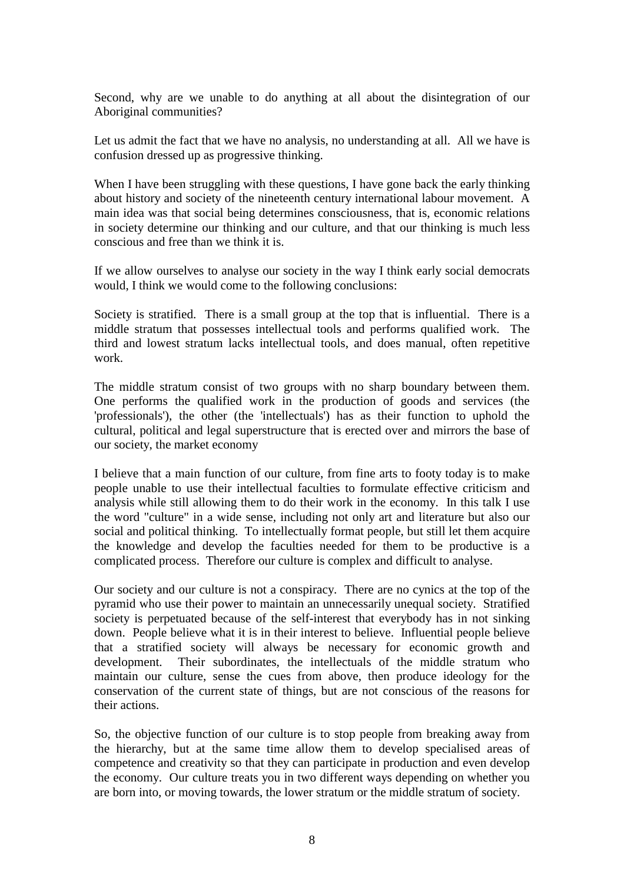Second, why are we unable to do anything at all about the disintegration of our Aboriginal communities?

Let us admit the fact that we have no analysis, no understanding at all. All we have is confusion dressed up as progressive thinking.

When I have been struggling with these questions, I have gone back the early thinking about history and society of the nineteenth century international labour movement. A main idea was that social being determines consciousness, that is, economic relations in society determine our thinking and our culture, and that our thinking is much less conscious and free than we think it is.

If we allow ourselves to analyse our society in the way I think early social democrats would, I think we would come to the following conclusions:

Society is stratified. There is a small group at the top that is influential. There is a middle stratum that possesses intellectual tools and performs qualified work. The third and lowest stratum lacks intellectual tools, and does manual, often repetitive work.

The middle stratum consist of two groups with no sharp boundary between them. One performs the qualified work in the production of goods and services (the 'professionals'), the other (the 'intellectuals') has as their function to uphold the cultural, political and legal superstructure that is erected over and mirrors the base of our society, the market economy

I believe that a main function of our culture, from fine arts to footy today is to make people unable to use their intellectual faculties to formulate effective criticism and analysis while still allowing them to do their work in the economy. In this talk I use the word "culture" in a wide sense, including not only art and literature but also our social and political thinking. To intellectually format people, but still let them acquire the knowledge and develop the faculties needed for them to be productive is a complicated process. Therefore our culture is complex and difficult to analyse.

Our society and our culture is not a conspiracy. There are no cynics at the top of the pyramid who use their power to maintain an unnecessarily unequal society. Stratified society is perpetuated because of the self-interest that everybody has in not sinking down. People believe what it is in their interest to believe. Influential people believe that a stratified society will always be necessary for economic growth and development. Their subordinates, the intellectuals of the middle stratum who maintain our culture, sense the cues from above, then produce ideology for the conservation of the current state of things, but are not conscious of the reasons for their actions.

So, the objective function of our culture is to stop people from breaking away from the hierarchy, but at the same time allow them to develop specialised areas of competence and creativity so that they can participate in production and even develop the economy. Our culture treats you in two different ways depending on whether you are born into, or moving towards, the lower stratum or the middle stratum of society.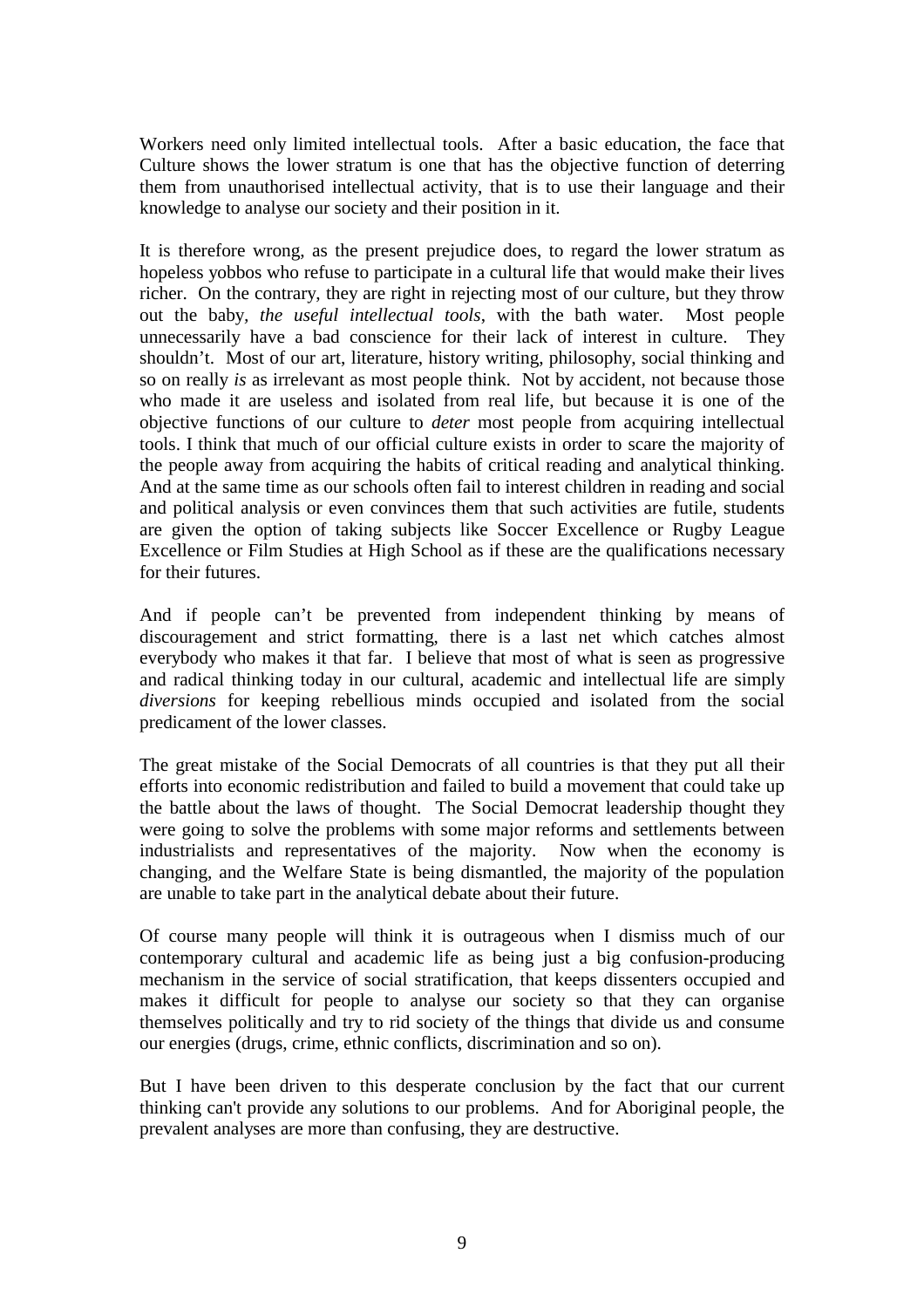Workers need only limited intellectual tools. After a basic education, the face that Culture shows the lower stratum is one that has the objective function of deterring them from unauthorised intellectual activity, that is to use their language and their knowledge to analyse our society and their position in it.

It is therefore wrong, as the present prejudice does, to regard the lower stratum as hopeless yobbos who refuse to participate in a cultural life that would make their lives richer. On the contrary, they are right in rejecting most of our culture, but they throw out the baby, *the useful intellectual tools*, with the bath water. Most people unnecessarily have a bad conscience for their lack of interest in culture. They shouldn't. Most of our art, literature, history writing, philosophy, social thinking and so on really *is* as irrelevant as most people think. Not by accident, not because those who made it are useless and isolated from real life, but because it is one of the objective functions of our culture to *deter* most people from acquiring intellectual tools. I think that much of our official culture exists in order to scare the majority of the people away from acquiring the habits of critical reading and analytical thinking. And at the same time as our schools often fail to interest children in reading and social and political analysis or even convinces them that such activities are futile, students are given the option of taking subjects like Soccer Excellence or Rugby League Excellence or Film Studies at High School as if these are the qualifications necessary for their futures.

And if people can't be prevented from independent thinking by means of discouragement and strict formatting, there is a last net which catches almost everybody who makes it that far. I believe that most of what is seen as progressive and radical thinking today in our cultural, academic and intellectual life are simply *diversions* for keeping rebellious minds occupied and isolated from the social predicament of the lower classes.

The great mistake of the Social Democrats of all countries is that they put all their efforts into economic redistribution and failed to build a movement that could take up the battle about the laws of thought. The Social Democrat leadership thought they were going to solve the problems with some major reforms and settlements between industrialists and representatives of the majority. Now when the economy is changing, and the Welfare State is being dismantled, the majority of the population are unable to take part in the analytical debate about their future.

Of course many people will think it is outrageous when I dismiss much of our contemporary cultural and academic life as being just a big confusion-producing mechanism in the service of social stratification, that keeps dissenters occupied and makes it difficult for people to analyse our society so that they can organise themselves politically and try to rid society of the things that divide us and consume our energies (drugs, crime, ethnic conflicts, discrimination and so on).

But I have been driven to this desperate conclusion by the fact that our current thinking can't provide any solutions to our problems. And for Aboriginal people, the prevalent analyses are more than confusing, they are destructive.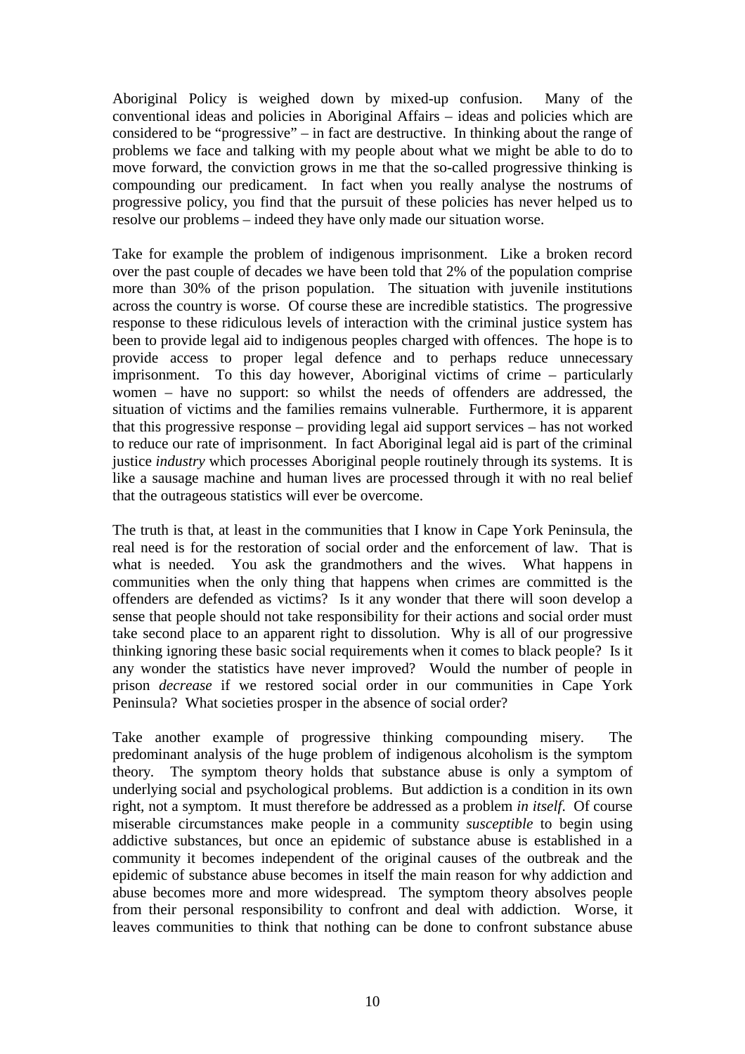Aboriginal Policy is weighed down by mixed-up confusion. Many of the conventional ideas and policies in Aboriginal Affairs – ideas and policies which are considered to be "progressive" – in fact are destructive. In thinking about the range of problems we face and talking with my people about what we might be able to do to move forward, the conviction grows in me that the so-called progressive thinking is compounding our predicament. In fact when you really analyse the nostrums of progressive policy, you find that the pursuit of these policies has never helped us to resolve our problems – indeed they have only made our situation worse.

Take for example the problem of indigenous imprisonment. Like a broken record over the past couple of decades we have been told that 2% of the population comprise more than 30% of the prison population. The situation with juvenile institutions across the country is worse. Of course these are incredible statistics. The progressive response to these ridiculous levels of interaction with the criminal justice system has been to provide legal aid to indigenous peoples charged with offences. The hope is to provide access to proper legal defence and to perhaps reduce unnecessary imprisonment. To this day however, Aboriginal victims of crime – particularly women – have no support: so whilst the needs of offenders are addressed, the situation of victims and the families remains vulnerable. Furthermore, it is apparent that this progressive response – providing legal aid support services – has not worked to reduce our rate of imprisonment. In fact Aboriginal legal aid is part of the criminal justice *industry* which processes Aboriginal people routinely through its systems. It is like a sausage machine and human lives are processed through it with no real belief that the outrageous statistics will ever be overcome.

The truth is that, at least in the communities that I know in Cape York Peninsula, the real need is for the restoration of social order and the enforcement of law. That is what is needed. You ask the grandmothers and the wives. What happens in communities when the only thing that happens when crimes are committed is the offenders are defended as victims? Is it any wonder that there will soon develop a sense that people should not take responsibility for their actions and social order must take second place to an apparent right to dissolution. Why is all of our progressive thinking ignoring these basic social requirements when it comes to black people? Is it any wonder the statistics have never improved? Would the number of people in prison *decrease* if we restored social order in our communities in Cape York Peninsula? What societies prosper in the absence of social order?

Take another example of progressive thinking compounding misery. The predominant analysis of the huge problem of indigenous alcoholism is the symptom theory. The symptom theory holds that substance abuse is only a symptom of underlying social and psychological problems. But addiction is a condition in its own right, not a symptom. It must therefore be addressed as a problem *in itself*. Of course miserable circumstances make people in a community *susceptible* to begin using addictive substances, but once an epidemic of substance abuse is established in a community it becomes independent of the original causes of the outbreak and the epidemic of substance abuse becomes in itself the main reason for why addiction and abuse becomes more and more widespread. The symptom theory absolves people from their personal responsibility to confront and deal with addiction. Worse, it leaves communities to think that nothing can be done to confront substance abuse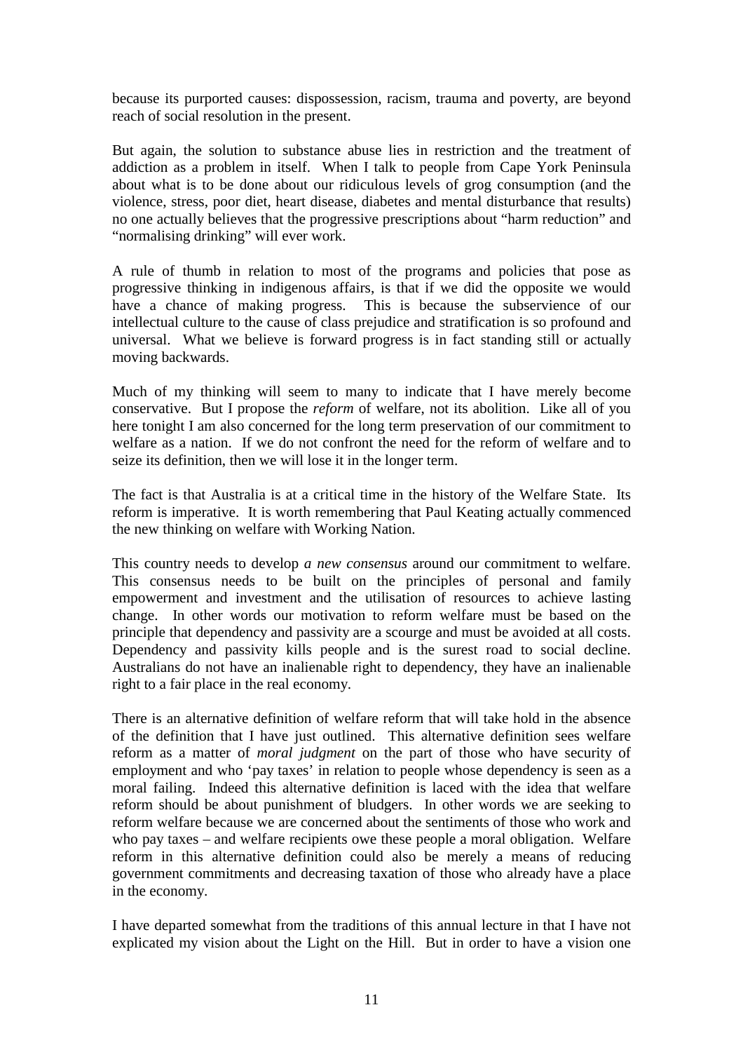because its purported causes: dispossession, racism, trauma and poverty, are beyond reach of social resolution in the present.

But again, the solution to substance abuse lies in restriction and the treatment of addiction as a problem in itself. When I talk to people from Cape York Peninsula about what is to be done about our ridiculous levels of grog consumption (and the violence, stress, poor diet, heart disease, diabetes and mental disturbance that results) no one actually believes that the progressive prescriptions about "harm reduction" and "normalising drinking" will ever work.

A rule of thumb in relation to most of the programs and policies that pose as progressive thinking in indigenous affairs, is that if we did the opposite we would have a chance of making progress. This is because the subservience of our intellectual culture to the cause of class prejudice and stratification is so profound and universal. What we believe is forward progress is in fact standing still or actually moving backwards.

Much of my thinking will seem to many to indicate that I have merely become conservative. But I propose the *reform* of welfare, not its abolition. Like all of you here tonight I am also concerned for the long term preservation of our commitment to welfare as a nation. If we do not confront the need for the reform of welfare and to seize its definition, then we will lose it in the longer term.

The fact is that Australia is at a critical time in the history of the Welfare State. Its reform is imperative. It is worth remembering that Paul Keating actually commenced the new thinking on welfare with Working Nation.

This country needs to develop *a new consensus* around our commitment to welfare. This consensus needs to be built on the principles of personal and family empowerment and investment and the utilisation of resources to achieve lasting change. In other words our motivation to reform welfare must be based on the principle that dependency and passivity are a scourge and must be avoided at all costs. Dependency and passivity kills people and is the surest road to social decline. Australians do not have an inalienable right to dependency, they have an inalienable right to a fair place in the real economy.

There is an alternative definition of welfare reform that will take hold in the absence of the definition that I have just outlined. This alternative definition sees welfare reform as a matter of *moral judgment* on the part of those who have security of employment and who 'pay taxes' in relation to people whose dependency is seen as a moral failing. Indeed this alternative definition is laced with the idea that welfare reform should be about punishment of bludgers. In other words we are seeking to reform welfare because we are concerned about the sentiments of those who work and who pay taxes – and welfare recipients owe these people a moral obligation. Welfare reform in this alternative definition could also be merely a means of reducing government commitments and decreasing taxation of those who already have a place in the economy.

I have departed somewhat from the traditions of this annual lecture in that I have not explicated my vision about the Light on the Hill. But in order to have a vision one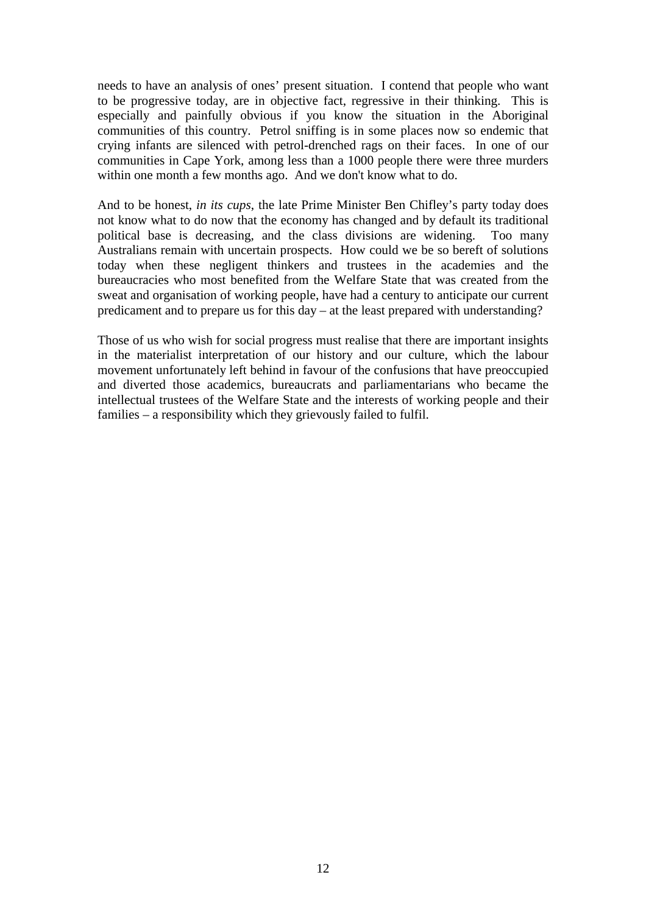needs to have an analysis of ones' present situation. I contend that people who want to be progressive today, are in objective fact, regressive in their thinking. This is especially and painfully obvious if you know the situation in the Aboriginal communities of this country. Petrol sniffing is in some places now so endemic that crying infants are silenced with petrol-drenched rags on their faces. In one of our communities in Cape York, among less than a 1000 people there were three murders within one month a few months ago. And we don't know what to do.

And to be honest, *in its cups*, the late Prime Minister Ben Chifley's party today does not know what to do now that the economy has changed and by default its traditional political base is decreasing, and the class divisions are widening. Too many Australians remain with uncertain prospects. How could we be so bereft of solutions today when these negligent thinkers and trustees in the academies and the bureaucracies who most benefited from the Welfare State that was created from the sweat and organisation of working people, have had a century to anticipate our current predicament and to prepare us for this day – at the least prepared with understanding?

Those of us who wish for social progress must realise that there are important insights in the materialist interpretation of our history and our culture, which the labour movement unfortunately left behind in favour of the confusions that have preoccupied and diverted those academics, bureaucrats and parliamentarians who became the intellectual trustees of the Welfare State and the interests of working people and their families – a responsibility which they grievously failed to fulfil.